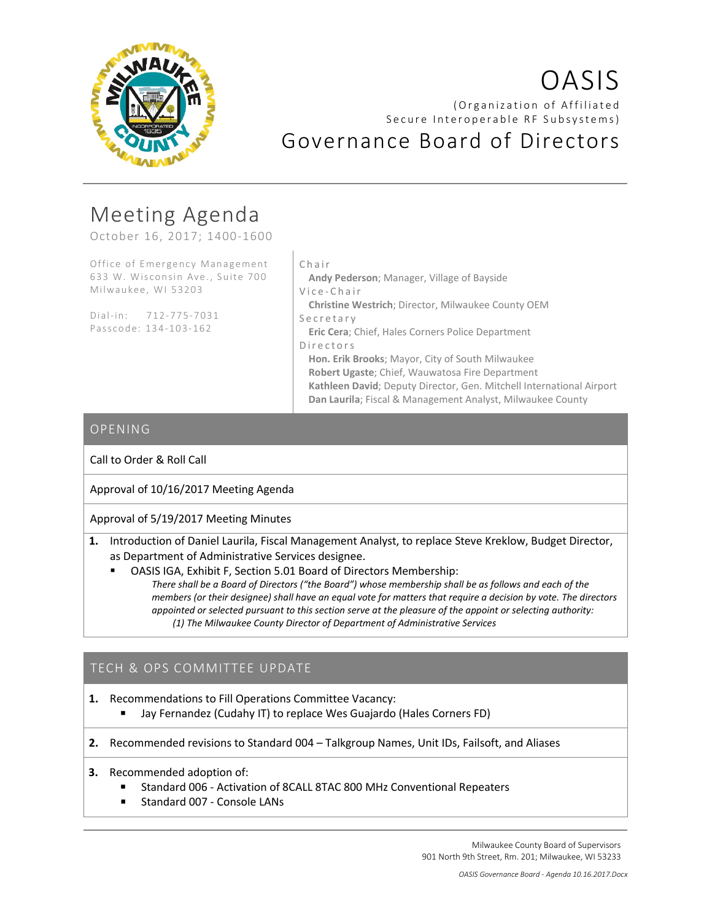# OASIS

(Organization of Affiliated Secure Interoperable RF Subsystems)

## Governance Board of Directors

# Meeting Agenda

October 16, 2017; 1400-1600

Office of Emergency Management
633 W. Wisconsin Ave., Suite 700
Milwaukee, WI 53203

Dial-in: 712-775-7031
Passcode: 134-103-162

Chair
**Andy Pederson**; Manager, Village of Bayside

Vice-Chair
**Christine Westrich**; Director, Milwaukee County OEM

Secretary
**Eric Cera**; Chief, Hales Corners Police Department

Directors
**Hon. Erik Brooks**; Mayor, City of South Milwaukee
**Robert Ugaste**; Chief, Wauwatosa Fire Department
**Kathleen David**; Deputy Director, Gen. Mitchell International Airport
**Dan Laurila**; Fiscal & Management Analyst, Milwaukee County

## OPENING

Call to Order & Roll Call

Approval of 10/16/2017 Meeting Agenda

Approval of 5/19/2017 Meeting Minutes

1. Introduction of Daniel Laurila, Fiscal Management Analyst, to replace Steve Kreklow, Budget Director, as Department of Administrative Services designee.
   - OASIS IGA, Exhibit F, Section 5.01 Board of Directors Membership:
     *There shall be a Board of Directors ("the Board") whose membership shall be as follows and each of the members (or their designee) shall have an equal vote for matters that require a decision by vote. The directors appointed or selected pursuant to this section serve at the pleasure of the appoint or selecting authority:*
     *(1) The Milwaukee County Director of Department of Administrative Services*

## TECH & OPS COMMITTEE UPDATE

1. Recommendations to Fill Operations Committee Vacancy:
   - Jay Fernandez (Cudahy IT) to replace Wes Guajardo (Hales Corners FD)
2. Recommended revisions to Standard 004 – Talkgroup Names, Unit IDs, Failsoft, and Aliases
3. Recommended adoption of:
   - Standard 006 - Activation of 8CALL 8TAC 800 MHz Conventional Repeaters
   - Standard 007 - Console LANs

Milwaukee County Board of Supervisors
901 North 9th Street, Rm. 201; Milwaukee, WI 53233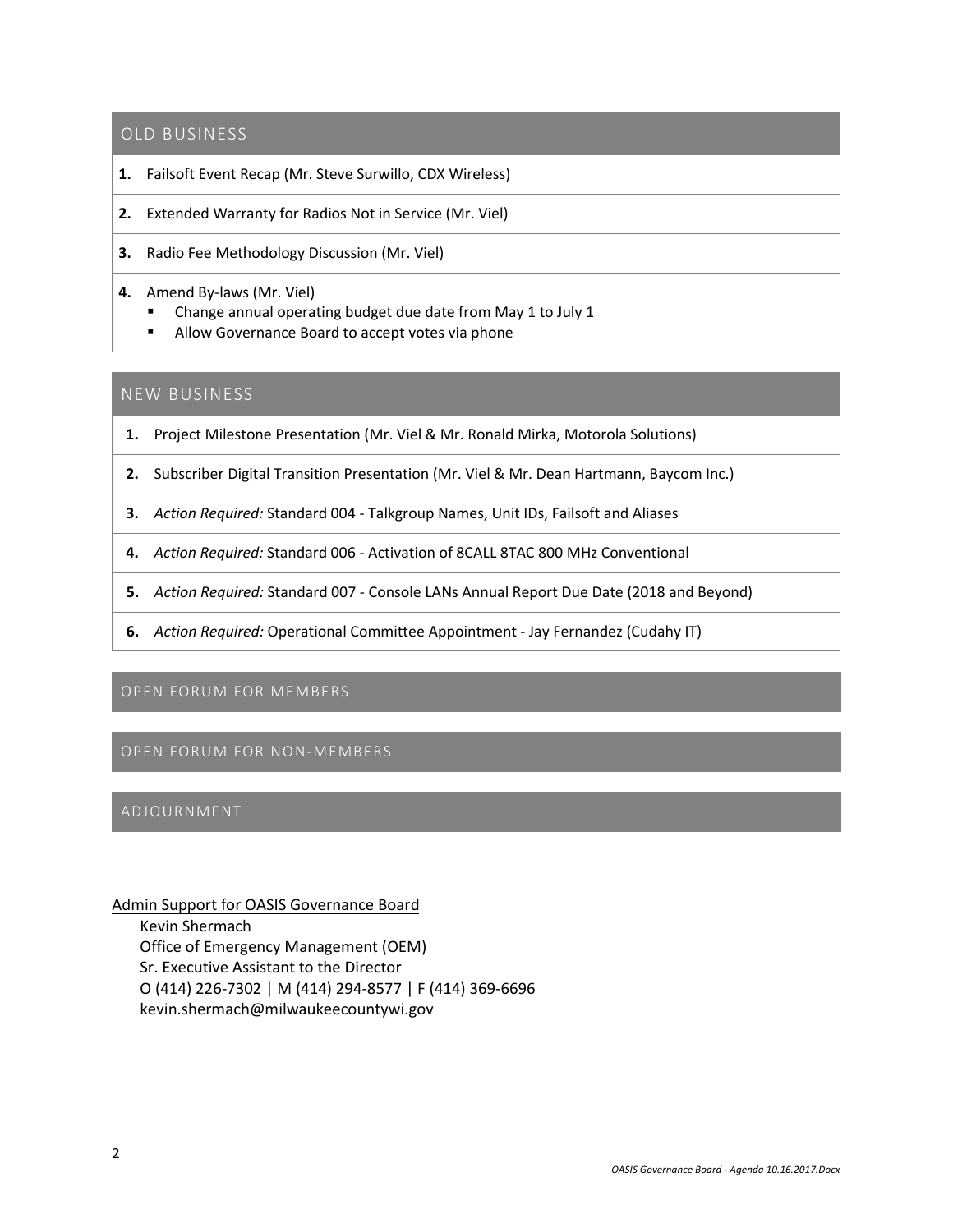## OLD BUSINESS

1. Failsoft Event Recap (Mr. Steve Surwillo, CDX Wireless)
2. Extended Warranty for Radios Not in Service (Mr. Viel)
3. Radio Fee Methodology Discussion (Mr. Viel)
4. Amend By-laws (Mr. Viel)
   - Change annual operating budget due date from May 1 to July 1
   - Allow Governance Board to accept votes via phone

## NEW BUSINESS

1. Project Milestone Presentation (Mr. Viel & Mr. Ronald Mirka, Motorola Solutions)
2. Subscriber Digital Transition Presentation (Mr. Viel & Mr. Dean Hartmann, Baycom Inc.)
3. *Action Required:* Standard 004 - Talkgroup Names, Unit IDs, Failsoft and Aliases
4. *Action Required:* Standard 006 - Activation of 8CALL 8TAC 800 MHz Conventional
5. *Action Required:* Standard 007 - Console LANs Annual Report Due Date (2018 and Beyond)
6. *Action Required:* Operational Committee Appointment - Jay Fernandez (Cudahy IT)

## OPEN FORUM FOR MEMBERS

## OPEN FORUM FOR NON-MEMBERS

## ADJOURNMENT

Admin Support for OASIS Governance Board

Kevin Shermach
Office of Emergency Management (OEM)
Sr. Executive Assistant to the Director
O (414) 226-7302 | M (414) 294-8577 | F (414) 369-6696
kevin.shermach@milwaukeecountywi.gov